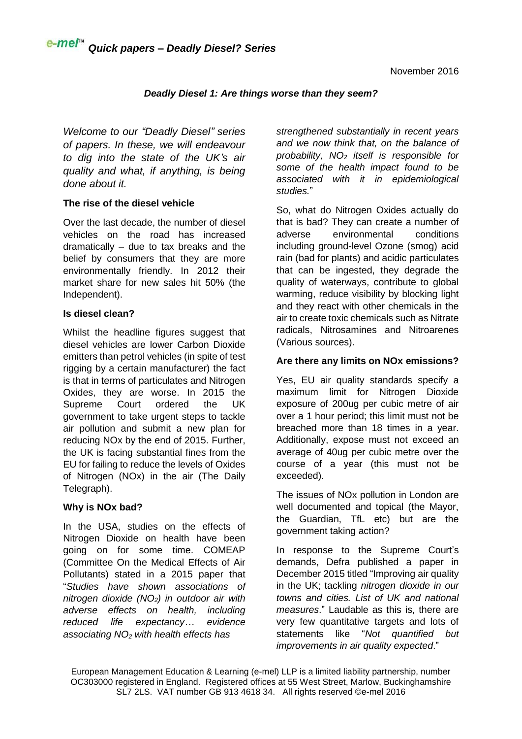# e-mel™ Quick papers – Deadly Diesel? Series

November 2016

## *Deadly Diesel 1: Are things worse than they seem?*

*Welcome to our "Deadly Diesel" series of papers. In these, we will endeavour to dig into the state of the UK's air quality and what, if anything, is being done about it.*

### The rise of the diesel vehicle

Over the last decade, the number of diesel vehicles on the road has increased dramatically – due to tax breaks and the belief by consumers that they are more environmentally friendly. In 2012 their market share for new sales hit 50% (the Independent).

### Is diesel clean?

Whilst the headline figures suggest that diesel vehicles are lower Carbon Dioxide emitters than petrol vehicles (in spite of test rigging by a certain manufacturer) the fact is that in terms of particulates and Nitrogen Oxides, they are worse. In 2015 the Supreme Court ordered the UK government to take urgent steps to tackle air pollution and submit a new plan for reducing NOx by the end of 2015. Further, the UK is facing substantial fines from the EU for failing to reduce the levels of Oxides of Nitrogen (NOx) in the air (The Daily Telegraph).

### Why is NOx bad?

In the USA, studies on the effects of Nitrogen Dioxide on health have been going on for some time. COMEAP (Committee On the Medical Effects of Air Pollutants) stated in a 2015 paper that "*Studies have shown associations of nitrogen dioxide ($NO_2$) in outdoor air with adverse effects on health, including reduced life expectancy… evidence associating $NO_2$ with health effects has strengthened substantially in recent years and we now think that, on the balance of probability, $NO_2$ itself is responsible for some of the health impact found to be associated with it in epidemiological studies.*"

So, what do Nitrogen Oxides actually do that is bad? They can create a number of adverse environmental conditions including ground-level Ozone (smog) acid rain (bad for plants) and acidic particulates that can be ingested, they degrade the quality of waterways, contribute to global warming, reduce visibility by blocking light and they react with other chemicals in the air to create toxic chemicals such as Nitrate radicals, Nitrosamines and Nitroarenes (Various sources).

### Are there any limits on NOx emissions?

Yes, EU air quality standards specify a maximum limit for Nitrogen Dioxide exposure of 200ug per cubic metre of air over a 1 hour period; this limit must not be breached more than 18 times in a year. Additionally, expose must not exceed an average of 40ug per cubic metre over the course of a year (this must not be exceeded).

The issues of NOx pollution in London are well documented and topical (the Mayor, the Guardian, TfL etc) but are the government taking action?

In response to the Supreme Court's demands, Defra published a paper in December 2015 titled "Improving air quality in the UK; tackling *nitrogen dioxide in our towns and cities. List of UK and national measures*." Laudable as this is, there are very few quantitative targets and lots of statements like "*Not quantified but improvements in air quality expected*."

European Management Education & Learning (e-mel) LLP is a limited liability partnership, number OC303000 registered in England. Registered offices at 55 West Street, Marlow, Buckinghamshire SL7 2LS. VAT number GB 913 4618 34. All rights reserved ©e-mel 2016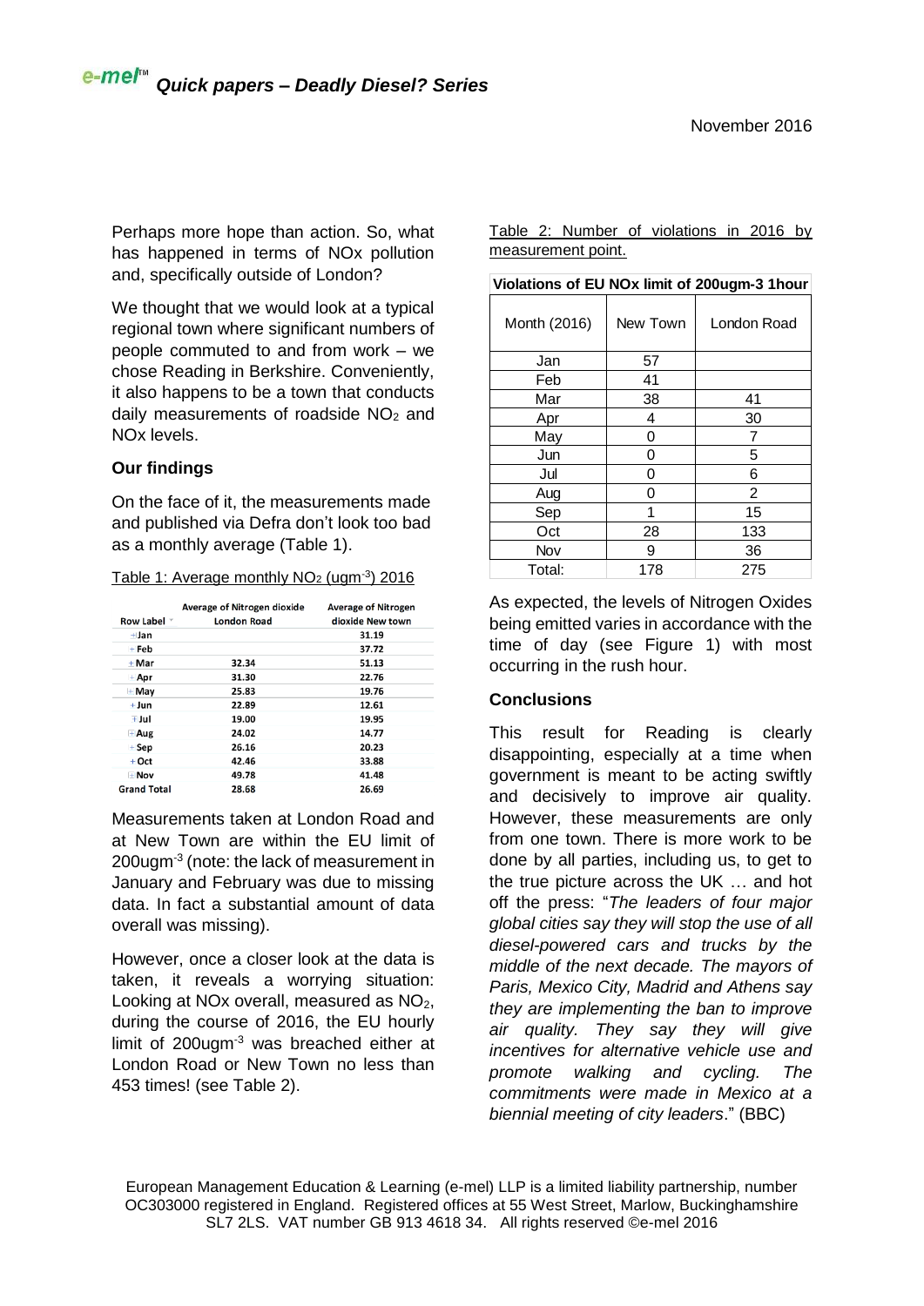Perhaps more hope than action. So, what has happened in terms of NOx pollution and, specifically outside of London?

We thought that we would look at a typical regional town where significant numbers of people commuted to and from work – we chose Reading in Berkshire. Conveniently, it also happens to be a town that conducts daily measurements of roadside $NO_2$ and NOx levels.

**Our findings**

On the face of it, the measurements made and published via Defra don't look too bad as a monthly average (Table 1).

Table 1: Average monthly $NO_2$ (ugm$^{-3}$) 2016

| Row Label | Average of Nitrogen dioxide London Road | Average of Nitrogen dioxide New town |
|---|---|---|
| Jan | | 31.19 |
| Feb | | 37.72 |
| Mar | 32.34 | 51.13 |
| Apr | 31.30 | 22.76 |
| May | 25.83 | 19.76 |
| Jun | 22.89 | 12.61 |
| Jul | 19.00 | 19.95 |
| Aug | 24.02 | 14.77 |
| Sep | 26.16 | 20.23 |
| Oct | 42.46 | 33.88 |
| Nov | 49.78 | 41.48 |
| Grand Total | 28.68 | 26.69 |

Measurements taken at London Road and at New Town are within the EU limit of 200ugm$^{-3}$ (note: the lack of measurement in January and February was due to missing data. In fact a substantial amount of data overall was missing).

However, once a closer look at the data is taken, it reveals a worrying situation: Looking at NOx overall, measured as $NO_2$, during the course of 2016, the EU hourly limit of 200ugm$^{-3}$ was breached either at London Road or New Town no less than 453 times! (see Table 2).

Table 2: Number of violations in 2016 by measurement point.

| Violations of EU NOx limit of 200ugm-3 1hour | | |
|---|---|---|
| Month (2016) | New Town | London Road |
| Jan | 57 | |
| Feb | 41 | |
| Mar | 38 | 41 |
| Apr | 4 | 30 |
| May | 0 | 7 |
| Jun | 0 | 5 |
| Jul | 0 | 6 |
| Aug | 0 | 2 |
| Sep | 1 | 15 |
| Oct | 28 | 133 |
| Nov | 9 | 36 |
| Total: | 178 | 275 |

As expected, the levels of Nitrogen Oxides being emitted varies in accordance with the time of day (see Figure 1) with most occurring in the rush hour.

**Conclusions**

This result for Reading is clearly disappointing, especially at a time when government is meant to be acting swiftly and decisively to improve air quality. However, these measurements are only from one town. There is more work to be done by all parties, including us, to get to the true picture across the UK … and hot off the press: "*The leaders of four major global cities say they will stop the use of all diesel-powered cars and trucks by the middle of the next decade. The mayors of Paris, Mexico City, Madrid and Athens say they are implementing the ban to improve air quality. They say they will give incentives for alternative vehicle use and promote walking and cycling. The commitments were made in Mexico at a biennial meeting of city leaders*." (BBC)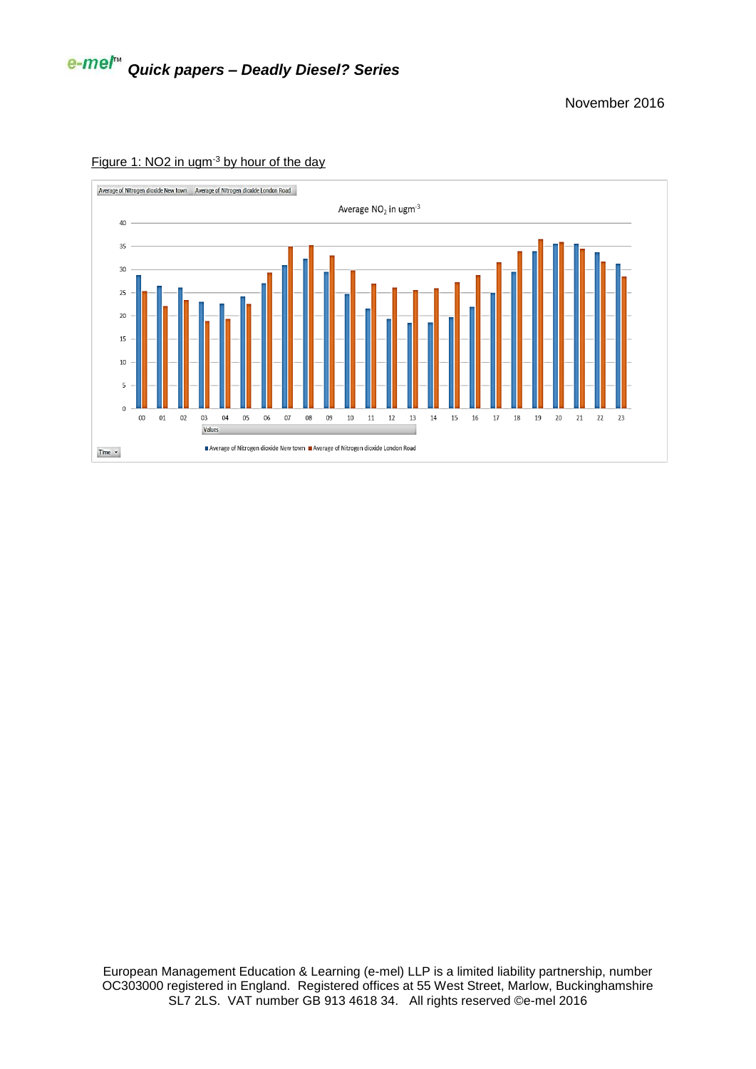Figure 1: $NO_2$ in $ugm^{-3}$ by hour of the day

Average of Nitrogen dioxide New town | Average of Nitrogen dioxide London Road

Average $NO_2$ in $ugm^{-3}$

40
35
30
25
20
15
10
5
0

00 01 02 03 04 05 06 07 08 09 10 11 12 13 14 15 16 17 18 19 20 21 22 23

Values

Time

Average of Nitrogen dioxide New town
Average of Nitrogen dioxide London Road